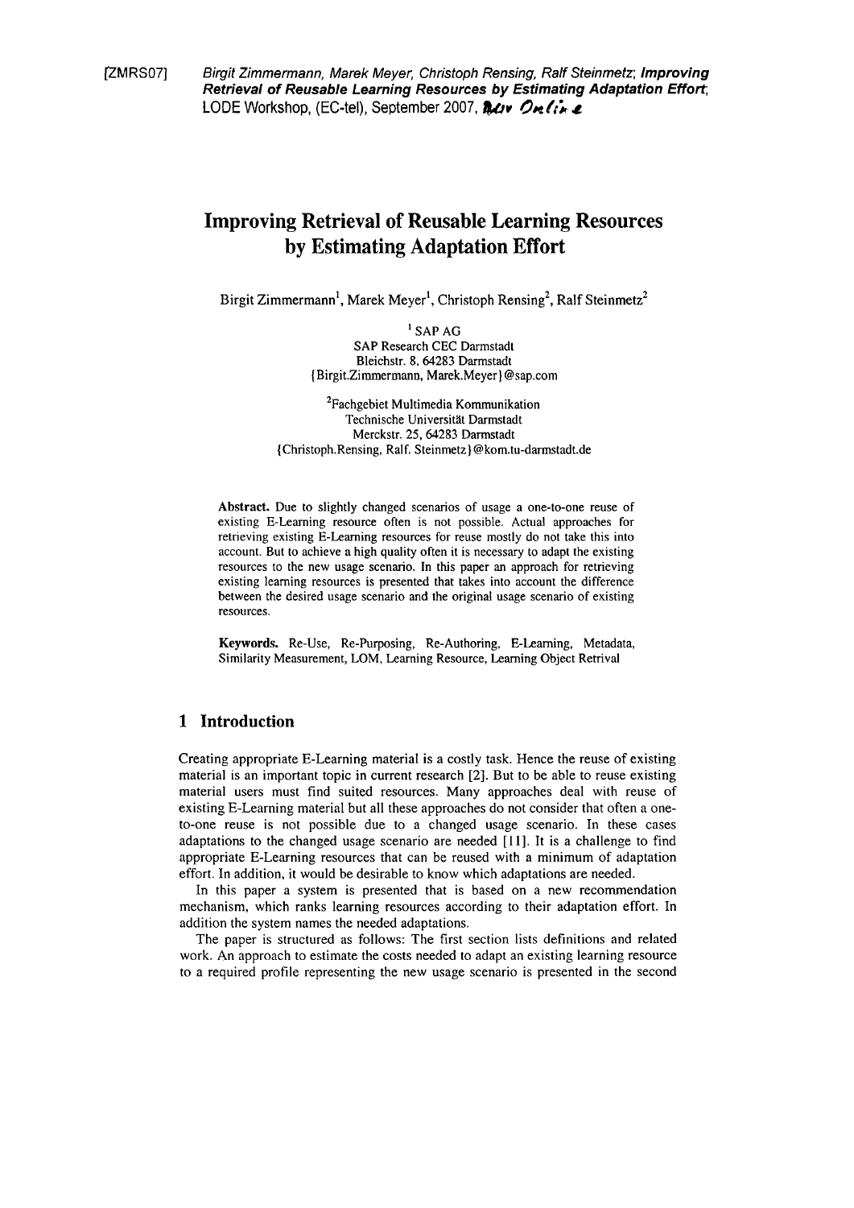[ZMRS07] *Birgit Zimmermann, Marek Meyer, Christoph Rensing, Ralf Steinmetz;* ***Improving Retrieval of Reusable Learning Resources by Estimating Adaptation Effort***; LODE Workshop, (EC-tel), September 2007, Nur Online

# Improving Retrieval of Reusable Learning Resources by Estimating Adaptation Effort

Birgit Zimmermann[1], Marek Meyer[1], Christoph Rensing[2], Ralf Steinmetz[2]

[1] SAP AG
SAP Research CEC Darmstadt
Bleichstr. 8, 64283 Darmstadt
{Birgit.Zimmermann, Marek.Meyer}@sap.com

[2]Fachgebiet Multimedia Kommunikation
Technische Universität Darmstadt
Merckstr. 25, 64283 Darmstadt
{Christoph.Rensing, Ralf. Steinmetz}@kom.tu-darmstadt.de

**Abstract.** Due to slightly changed scenarios of usage a one-to-one reuse of existing E-Learning resource often is not possible. Actual approaches for retrieving existing E-Learning resources for reuse mostly do not take this into account. But to achieve a high quality often it is necessary to adapt the existing resources to the new usage scenario. In this paper an approach for retrieving existing learning resources is presented that takes into account the difference between the desired usage scenario and the original usage scenario of existing resources.

**Keywords.** Re-Use, Re-Purposing, Re-Authoring, E-Learning, Metadata, Similarity Measurement, LOM, Learning Resource, Learning Object Retrival

## 1 Introduction

Creating appropriate E-Learning material is a costly task. Hence the reuse of existing material is an important topic in current research [2]. But to be able to reuse existing material users must find suited resources. Many approaches deal with reuse of existing E-Learning material but all these approaches do not consider that often a one-to-one reuse is not possible due to a changed usage scenario. In these cases adaptations to the changed usage scenario are needed [11]. It is a challenge to find appropriate E-Learning resources that can be reused with a minimum of adaptation effort. In addition, it would be desirable to know which adaptations are needed.

In this paper a system is presented that is based on a new recommendation mechanism, which ranks learning resources according to their adaptation effort. In addition the system names the needed adaptations.

The paper is structured as follows: The first section lists definitions and related work. An approach to estimate the costs needed to adapt an existing learning resource to a required profile representing the new usage scenario is presented in the second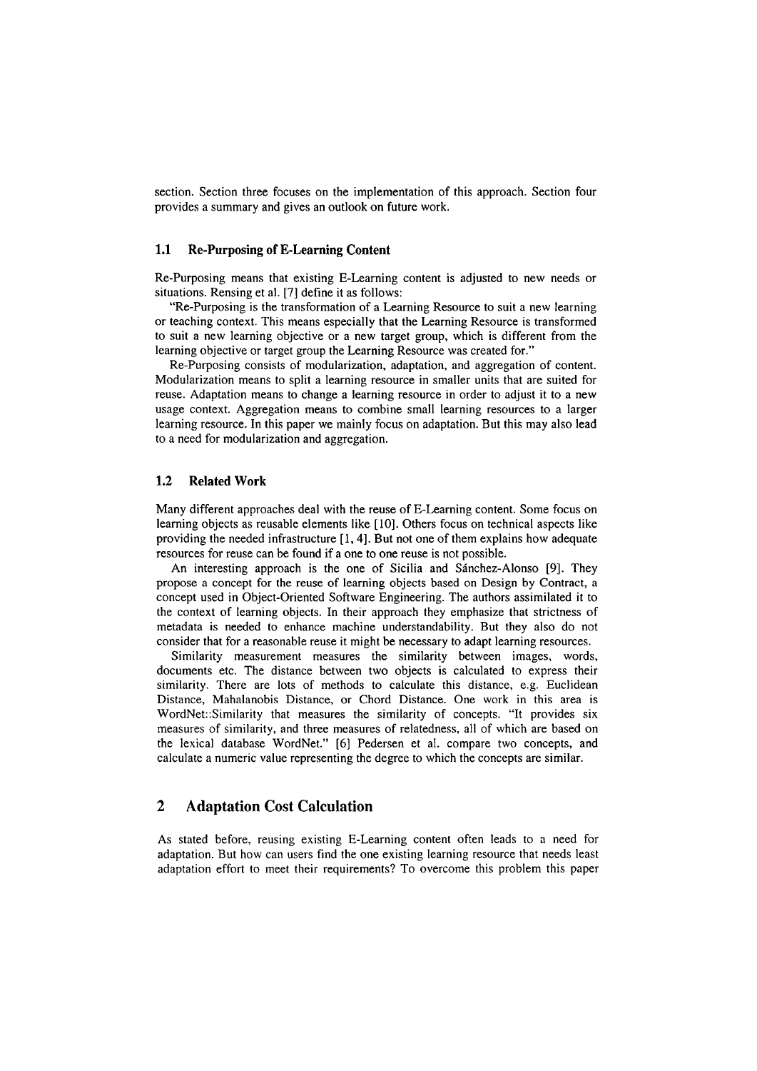section. Section three focuses on the implementation of this approach. Section four provides a summary and gives an outlook on future work.

### 1.1 Re-Purposing of E-Learning Content

Re-Purposing means that existing E-Learning content is adjusted to new needs or situations. Rensing et al. [7] define it as follows:

"Re-Purposing is the transformation of a Learning Resource to suit a new learning or teaching context. This means especially that the Learning Resource is transformed to suit a new learning objective or a new target group, which is different from the learning objective or target group the Learning Resource was created for."

Re-Purposing consists of modularization, adaptation, and aggregation of content. Modularization means to split a learning resource in smaller units that are suited for reuse. Adaptation means to change a learning resource in order to adjust it to a new usage context. Aggregation means to combine small learning resources to a larger learning resource. In this paper we mainly focus on adaptation. But this may also lead to a need for modularization and aggregation.

### 1.2 Related Work

Many different approaches deal with the reuse of E-Learning content. Some focus on learning objects as reusable elements like [10]. Others focus on technical aspects like providing the needed infrastructure [1, 4]. But not one of them explains how adequate resources for reuse can be found if a one to one reuse is not possible.

An interesting approach is the one of Sicilia and Sánchez-Alonso [9]. They propose a concept for the reuse of learning objects based on Design by Contract, a concept used in Object-Oriented Software Engineering. The authors assimilated it to the context of learning objects. In their approach they emphasize that strictness of metadata is needed to enhance machine understandability. But they also do not consider that for a reasonable reuse it might be necessary to adapt learning resources.

Similarity measurement measures the similarity between images, words, documents etc. The distance between two objects is calculated to express their similarity. There are lots of methods to calculate this distance, e.g. Euclidean Distance, Mahalanobis Distance, or Chord Distance. One work in this area is WordNet::Similarity that measures the similarity of concepts. "It provides six measures of similarity, and three measures of relatedness, all of which are based on the lexical database WordNet." [6] Pedersen et al. compare two concepts, and calculate a numeric value representing the degree to which the concepts are similar.

## 2 Adaptation Cost Calculation

As stated before, reusing existing E-Learning content often leads to a need for adaptation. But how can users find the one existing learning resource that needs least adaptation effort to meet their requirements? To overcome this problem this paper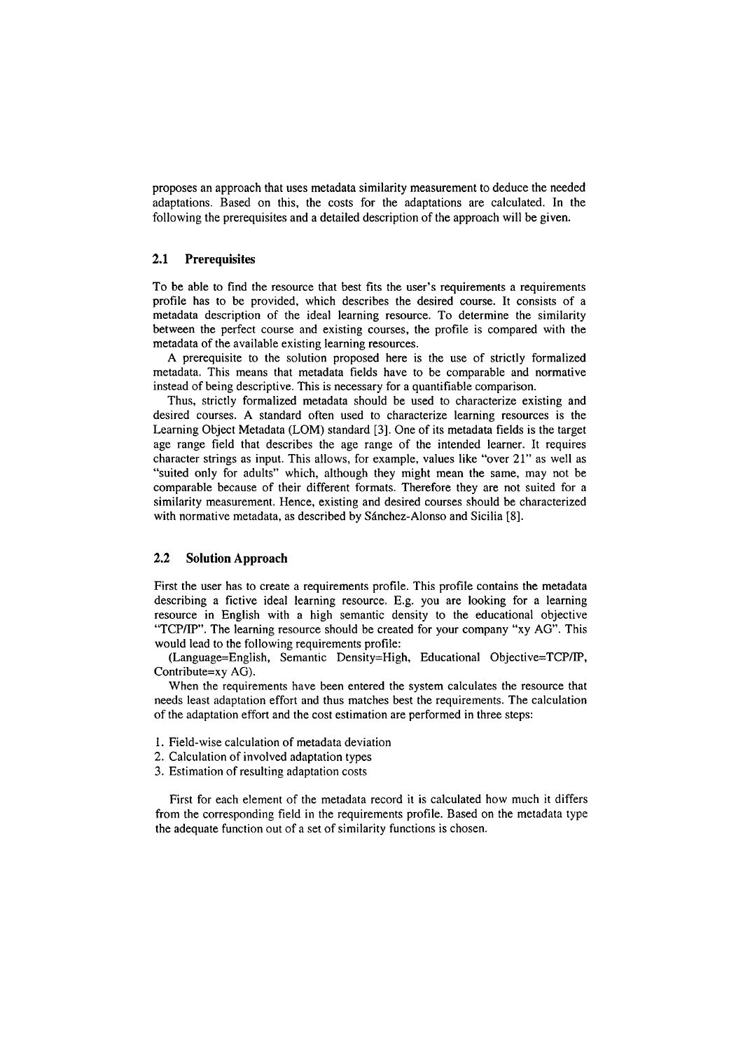proposes an approach that uses metadata similarity measurement to deduce the needed adaptations. Based on this, the costs for the adaptations are calculated. In the following the prerequisites and a detailed description of the approach will be given.

### 2.1 Prerequisites

To be able to find the resource that best fits the user's requirements a requirements profile has to be provided, which describes the desired course. It consists of a metadata description of the ideal learning resource. To determine the similarity between the perfect course and existing courses, the profile is compared with the metadata of the available existing learning resources.

A prerequisite to the solution proposed here is the use of strictly formalized metadata. This means that metadata fields have to be comparable and normative instead of being descriptive. This is necessary for a quantifiable comparison.

Thus, strictly formalized metadata should be used to characterize existing and desired courses. A standard often used to characterize learning resources is the Learning Object Metadata (LOM) standard [3]. One of its metadata fields is the target age range field that describes the age range of the intended learner. It requires character strings as input. This allows, for example, values like "over 21" as well as "suited only for adults" which, although they might mean the same, may not be comparable because of their different formats. Therefore they are not suited for a similarity measurement. Hence, existing and desired courses should be characterized with normative metadata, as described by Sánchez-Alonso and Sicilia [8].

### 2.2 Solution Approach

First the user has to create a requirements profile. This profile contains the metadata describing a fictive ideal learning resource. E.g. you are looking for a learning resource in English with a high semantic density to the educational objective "TCP/IP". The learning resource should be created for your company "xy AG". This would lead to the following requirements profile:

(Language=English, Semantic Density=High, Educational Objective=TCP/IP, Contribute=xy AG).

When the requirements have been entered the system calculates the resource that needs least adaptation effort and thus matches best the requirements. The calculation of the adaptation effort and the cost estimation are performed in three steps:

1. Field-wise calculation of metadata deviation
2. Calculation of involved adaptation types
3. Estimation of resulting adaptation costs

First for each element of the metadata record it is calculated how much it differs from the corresponding field in the requirements profile. Based on the metadata type the adequate function out of a set of similarity functions is chosen.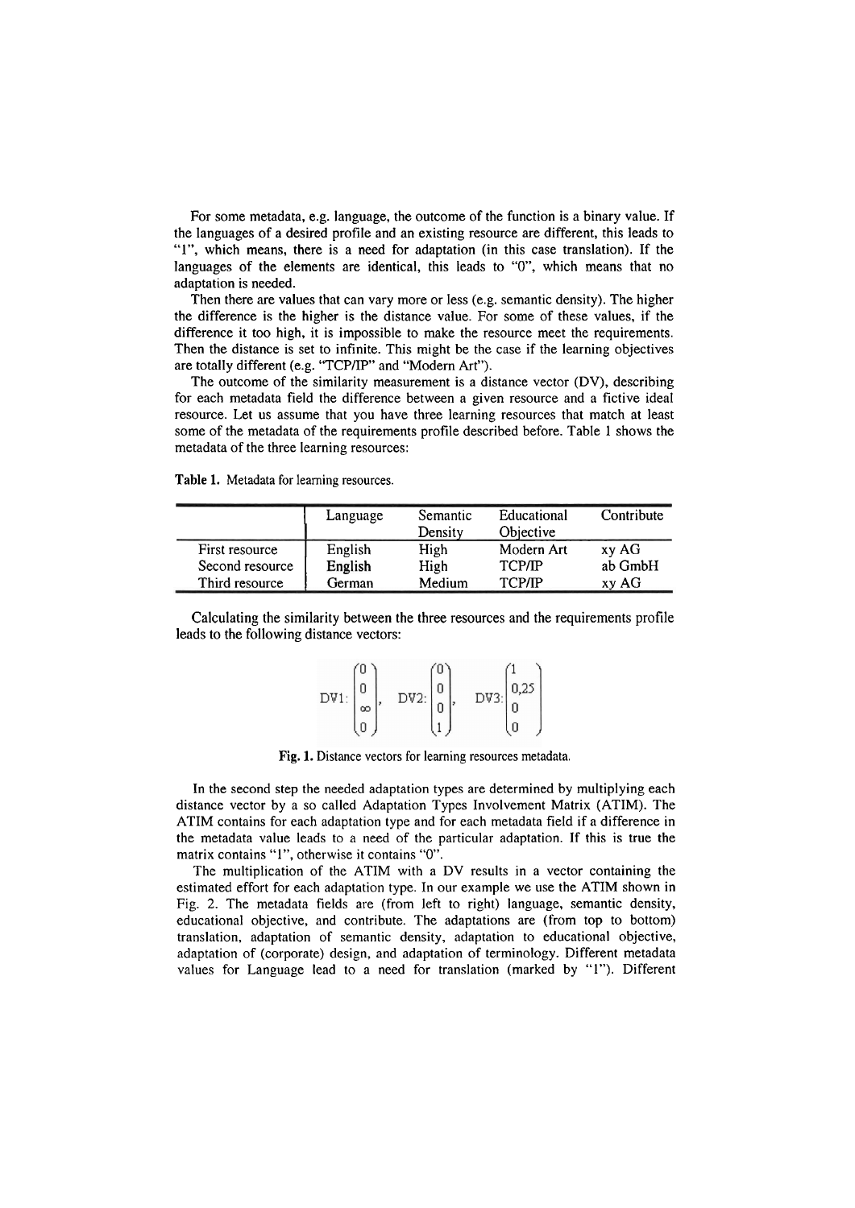For some metadata, e.g. language, the outcome of the function is a binary value. If the languages of a desired profile and an existing resource are different, this leads to "1", which means, there is a need for adaptation (in this case translation). If the languages of the elements are identical, this leads to "0", which means that no adaptation is needed.

Then there are values that can vary more or less (e.g. semantic density). The higher the difference is the higher is the distance value. For some of these values, if the difference it too high, it is impossible to make the resource meet the requirements. Then the distance is set to infinite. This might be the case if the learning objectives are totally different (e.g. "TCP/IP" and "Modern Art").

The outcome of the similarity measurement is a distance vector (DV), describing for each metadata field the difference between a given resource and a fictive ideal resource. Let us assume that you have three learning resources that match at least some of the metadata of the requirements profile described before. Table 1 shows the metadata of the three learning resources:

**Table 1.** Metadata for learning resources.

| | Language | Semantic Density | Educational Objective | Contribute |
|---|---|---|---|---|
| First resource | English | High | Modern Art | xy AG |
| Second resource | English | High | TCP/IP | ab GmbH |
| Third resource | German | Medium | TCP/IP | xy AG |

Calculating the similarity between the three resources and the requirements profile leads to the following distance vectors:

$$\text{DV1:}\begin{pmatrix}0\\0\\\infty\\0\end{pmatrix},\quad \text{DV2:}\begin{pmatrix}0\\0\\0\\1\end{pmatrix},\quad \text{DV3:}\begin{pmatrix}1\\0{,}25\\0\\0\end{pmatrix}$$

**Fig. 1.** Distance vectors for learning resources metadata.

In the second step the needed adaptation types are determined by multiplying each distance vector by a so called Adaptation Types Involvement Matrix (ATIM). The ATIM contains for each adaptation type and for each metadata field if a difference in the metadata value leads to a need of the particular adaptation. If this is true the matrix contains "1", otherwise it contains "0".

The multiplication of the ATIM with a DV results in a vector containing the estimated effort for each adaptation type. In our example we use the ATIM shown in Fig. 2. The metadata fields are (from left to right) language, semantic density, educational objective, and contribute. The adaptations are (from top to bottom) translation, adaptation of semantic density, adaptation to educational objective, adaptation of (corporate) design, and adaptation of terminology. Different metadata values for Language lead to a need for translation (marked by "1"). Different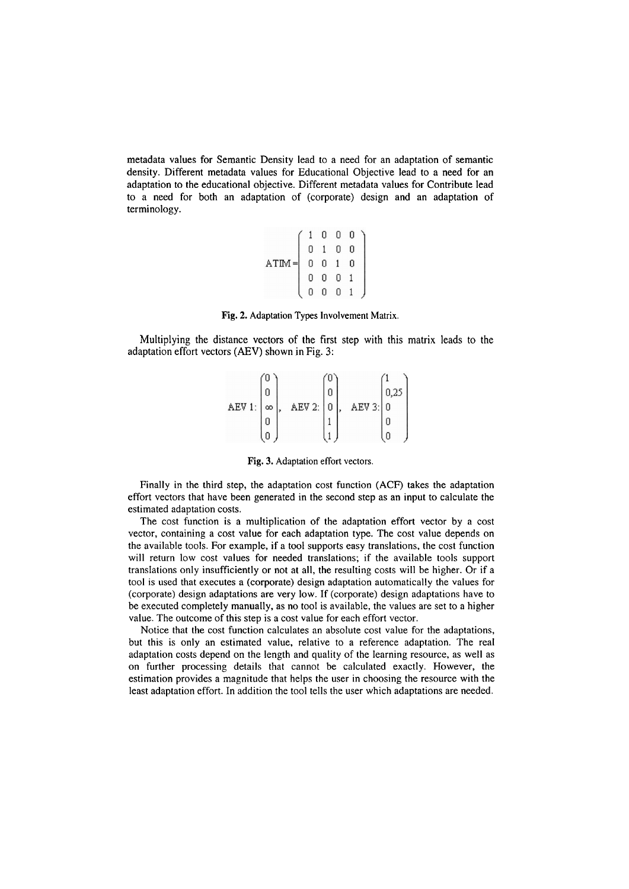metadata values for Semantic Density lead to a need for an adaptation of semantic density. Different metadata values for Educational Objective lead to a need for an adaptation to the educational objective. Different metadata values for Contribute lead to a need for both an adaptation of (corporate) design and an adaptation of terminology.

$$
\text{ATIM} = \begin{pmatrix} 1 & 0 & 0 & 0 \\ 0 & 1 & 0 & 0 \\ 0 & 0 & 1 & 0 \\ 0 & 0 & 0 & 1 \\ 0 & 0 & 0 & 1 \end{pmatrix}
$$

**Fig. 2.** Adaptation Types Involvement Matrix.

Multiplying the distance vectors of the first step with this matrix leads to the adaptation effort vectors (AEV) shown in Fig. 3:

$$
\text{AEV 1:} \begin{pmatrix} 0 \\ 0 \\ \infty \\ 0 \\ 0 \end{pmatrix}, \quad \text{AEV 2:} \begin{pmatrix} 0 \\ 0 \\ 0 \\ 1 \\ 1 \end{pmatrix}, \quad \text{AEV 3:} \begin{pmatrix} 1 \\ 0{,}25 \\ 0 \\ 0 \\ 0 \end{pmatrix}
$$

**Fig. 3.** Adaptation effort vectors.

Finally in the third step, the adaptation cost function (ACF) takes the adaptation effort vectors that have been generated in the second step as an input to calculate the estimated adaptation costs.

The cost function is a multiplication of the adaptation effort vector by a cost vector, containing a cost value for each adaptation type. The cost value depends on the available tools. For example, if a tool supports easy translations, the cost function will return low cost values for needed translations; if the available tools support translations only insufficiently or not at all, the resulting costs will be higher. Or if a tool is used that executes a (corporate) design adaptation automatically the values for (corporate) design adaptations are very low. If (corporate) design adaptations have to be executed completely manually, as no tool is available, the values are set to a higher value. The outcome of this step is a cost value for each effort vector.

Notice that the cost function calculates an absolute cost value for the adaptations, but this is only an estimated value, relative to a reference adaptation. The real adaptation costs depend on the length and quality of the learning resource, as well as on further processing details that cannot be calculated exactly. However, the estimation provides a magnitude that helps the user in choosing the resource with the least adaptation effort. In addition the tool tells the user which adaptations are needed.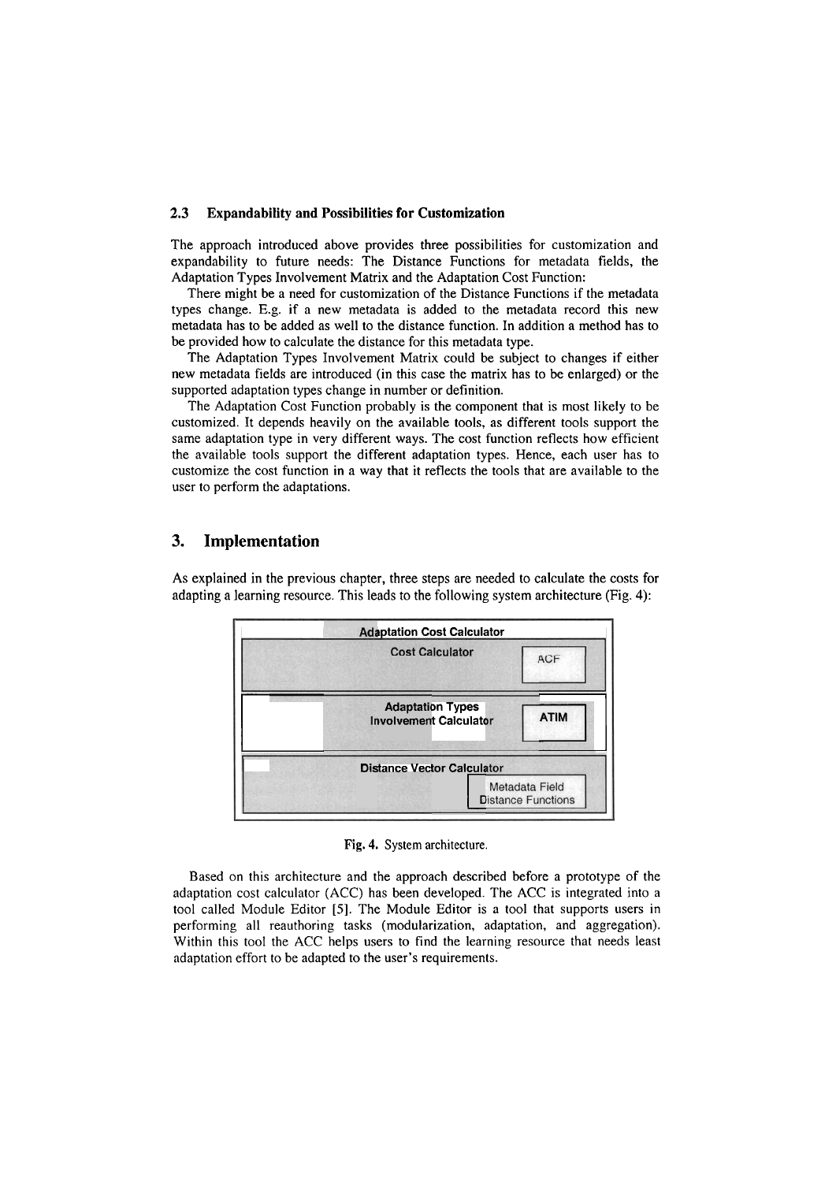### 2.3 Expandability and Possibilities for Customization

The approach introduced above provides three possibilities for customization and expandability to future needs: The Distance Functions for metadata fields, the Adaptation Types Involvement Matrix and the Adaptation Cost Function:

There might be a need for customization of the Distance Functions if the metadata types change. E.g. if a new metadata is added to the metadata record this new metadata has to be added as well to the distance function. In addition a method has to be provided how to calculate the distance for this metadata type.

The Adaptation Types Involvement Matrix could be subject to changes if either new metadata fields are introduced (in this case the matrix has to be enlarged) or the supported adaptation types change in number or definition.

The Adaptation Cost Function probably is the component that is most likely to be customized. It depends heavily on the available tools, as different tools support the same adaptation type in very different ways. The cost function reflects how efficient the available tools support the different adaptation types. Hence, each user has to customize the cost function in a way that it reflects the tools that are available to the user to perform the adaptations.

## 3. Implementation

As explained in the previous chapter, three steps are needed to calculate the costs for adapting a learning resource. This leads to the following system architecture (Fig. 4):

| Adaptation Cost Calculator | |
|---|---|
| Cost Calculator | ACF |
| Adaptation Types Involvement Calculator | ATIM |
| Distance Vector Calculator | Metadata Field Distance Functions |

**Fig. 4.** System architecture.

Based on this architecture and the approach described before a prototype of the adaptation cost calculator (ACC) has been developed. The ACC is integrated into a tool called Module Editor [5]. The Module Editor is a tool that supports users in performing all reauthoring tasks (modularization, adaptation, and aggregation). Within this tool the ACC helps users to find the learning resource that needs least adaptation effort to be adapted to the user's requirements.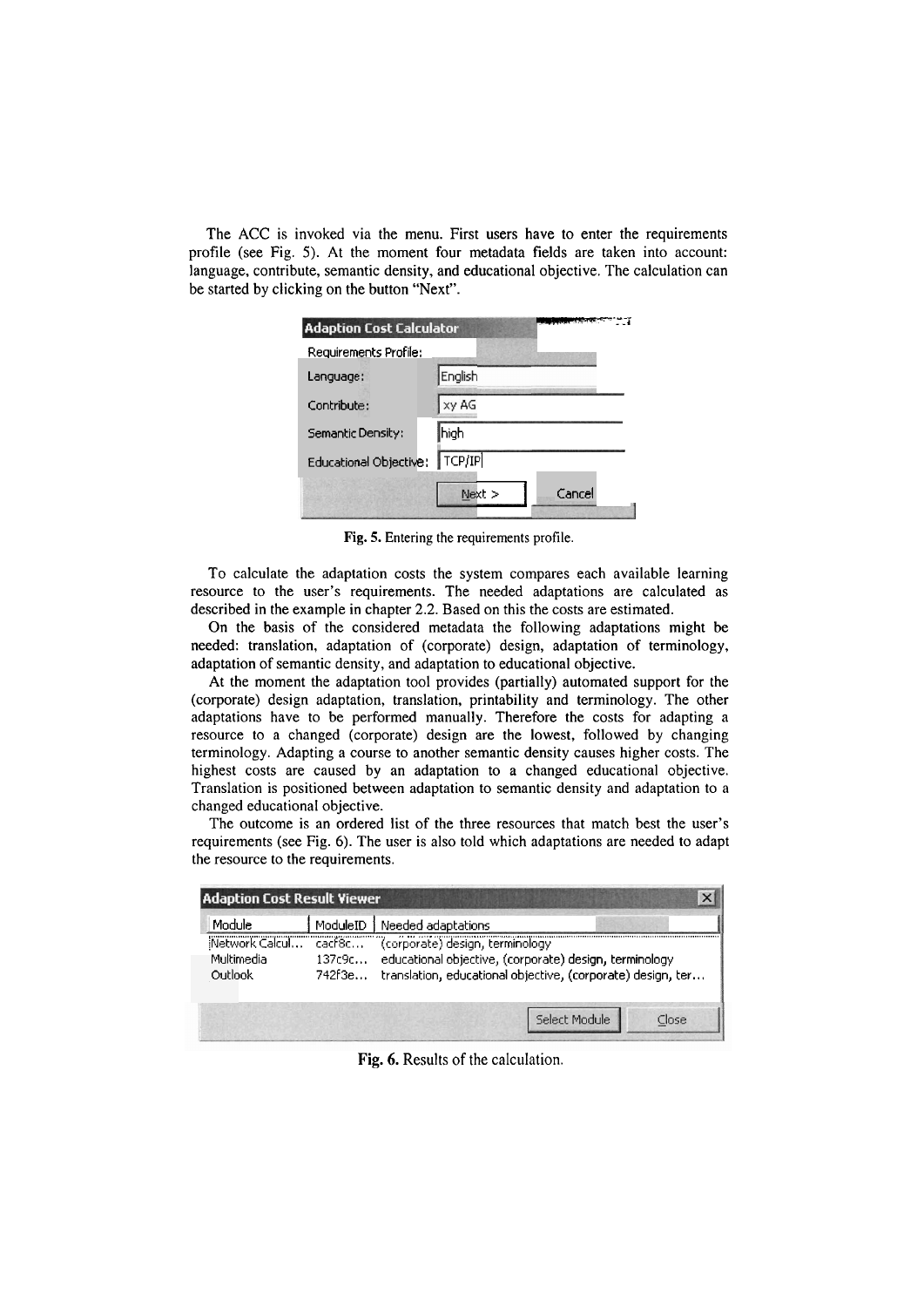The ACC is invoked via the menu. First users have to enter the requirements profile (see Fig. 5). At the moment four metadata fields are taken into account: language, contribute, semantic density, and educational objective. The calculation can be started by clicking on the button "Next".

**Fig. 5.** Entering the requirements profile.

To calculate the adaptation costs the system compares each available learning resource to the user's requirements. The needed adaptations are calculated as described in the example in chapter 2.2. Based on this the costs are estimated.

On the basis of the considered metadata the following adaptations might be needed: translation, adaptation of (corporate) design, adaptation of terminology, adaptation of semantic density, and adaptation to educational objective.

At the moment the adaptation tool provides (partially) automated support for the (corporate) design adaptation, translation, printability and terminology. The other adaptations have to be performed manually. Therefore the costs for adapting a resource to a changed (corporate) design are the lowest, followed by changing terminology. Adapting a course to another semantic density causes higher costs. The highest costs are caused by an adaptation to a changed educational objective. Translation is positioned between adaptation to semantic density and adaptation to a changed educational objective.

The outcome is an ordered list of the three resources that match best the user's requirements (see Fig. 6). The user is also told which adaptations are needed to adapt the resource to the requirements.

**Fig. 6.** Results of the calculation.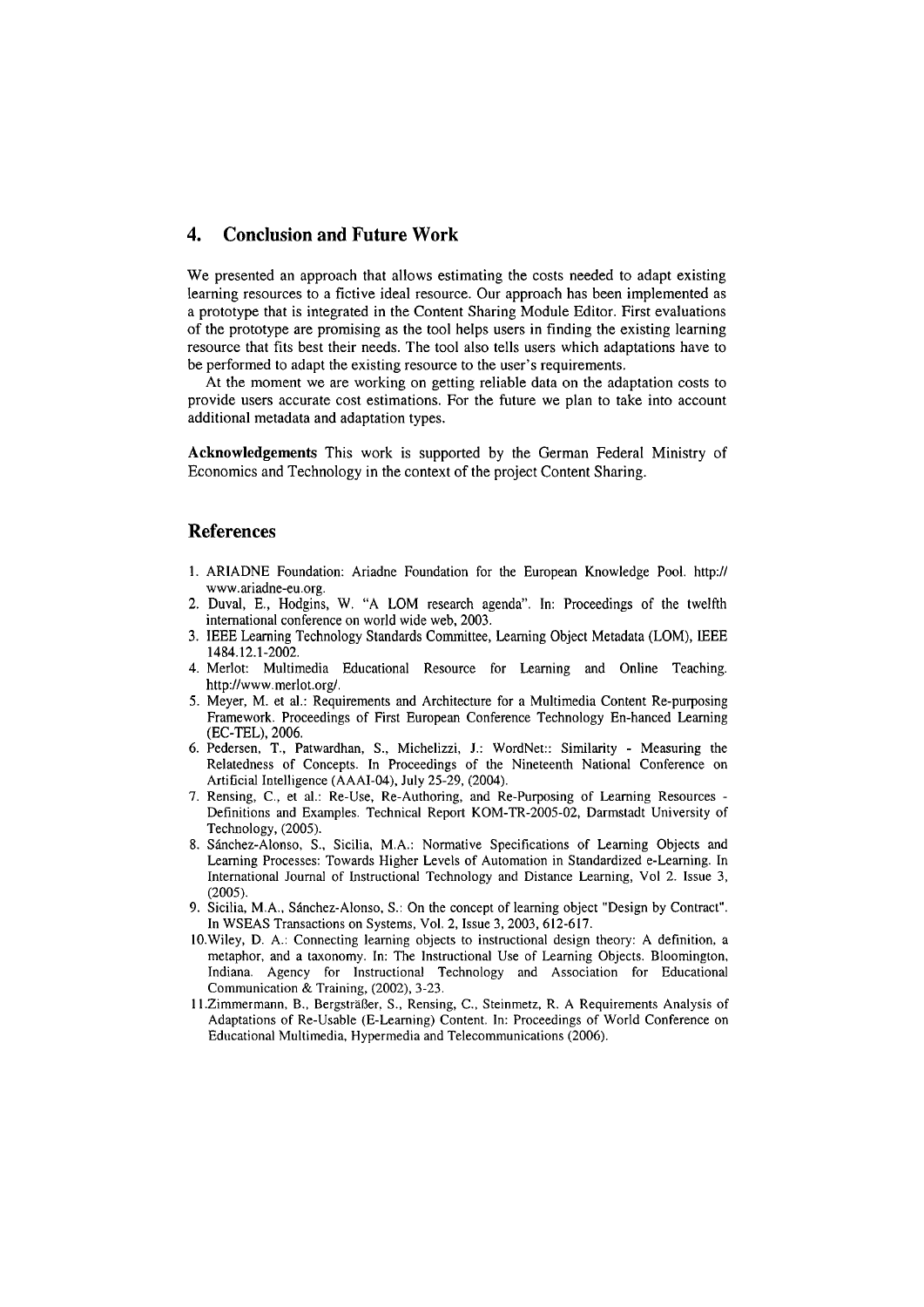## 4. Conclusion and Future Work

We presented an approach that allows estimating the costs needed to adapt existing learning resources to a fictive ideal resource. Our approach has been implemented as a prototype that is integrated in the Content Sharing Module Editor. First evaluations of the prototype are promising as the tool helps users in finding the existing learning resource that fits best their needs. The tool also tells users which adaptations have to be performed to adapt the existing resource to the user's requirements.

At the moment we are working on getting reliable data on the adaptation costs to provide users accurate cost estimations. For the future we plan to take into account additional metadata and adaptation types.

**Acknowledgements** This work is supported by the German Federal Ministry of Economics and Technology in the context of the project Content Sharing.

## References

1. ARIADNE Foundation: Ariadne Foundation for the European Knowledge Pool. http://www.ariadne-eu.org.
2. Duval, E., Hodgins, W. "A LOM research agenda". In: Proceedings of the twelfth international conference on world wide web, 2003.
3. IEEE Learning Technology Standards Committee, Learning Object Metadata (LOM), IEEE 1484.12.1-2002.
4. Merlot: Multimedia Educational Resource for Learning and Online Teaching. http://www.merlot.org/.
5. Meyer, M. et al.: Requirements and Architecture for a Multimedia Content Re-purposing Framework. Proceedings of First European Conference Technology En-hanced Learning (EC-TEL), 2006.
6. Pedersen, T., Patwardhan, S., Michelizzi, J.: WordNet:: Similarity - Measuring the Relatedness of Concepts. In Proceedings of the Nineteenth National Conference on Artificial Intelligence (AAAI-04), July 25-29, (2004).
7. Rensing, C., et al.: Re-Use, Re-Authoring, and Re-Purposing of Learning Resources - Definitions and Examples. Technical Report KOM-TR-2005-02, Darmstadt University of Technology, (2005).
8. Sánchez-Alonso, S., Sicilia, M.A.: Normative Specifications of Learning Objects and Learning Processes: Towards Higher Levels of Automation in Standardized e-Learning. In International Journal of Instructional Technology and Distance Learning, Vol 2. Issue 3, (2005).
9. Sicilia, M.A., Sánchez-Alonso, S.: On the concept of learning object "Design by Contract". In WSEAS Transactions on Systems, Vol. 2, Issue 3, 2003, 612-617.
10. Wiley, D. A.: Connecting learning objects to instructional design theory: A definition, a metaphor, and a taxonomy. In: The Instructional Use of Learning Objects. Bloomington, Indiana. Agency for Instructional Technology and Association for Educational Communication & Training, (2002), 3-23.
11. Zimmermann, B., Bergsträßer, S., Rensing, C., Steinmetz, R. A Requirements Analysis of Adaptations of Re-Usable (E-Learning) Content. In: Proceedings of World Conference on Educational Multimedia, Hypermedia and Telecommunications (2006).